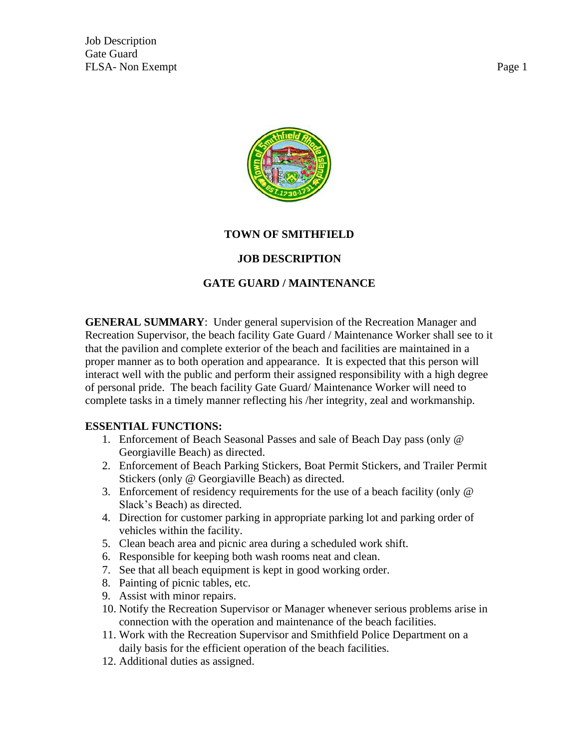# TOWN OF SMITHFIELD

## JOB DESCRIPTION

## GATE GUARD / MAINTENANCE

**GENERAL SUMMARY**: Under general supervision of the Recreation Manager and Recreation Supervisor, the beach facility Gate Guard / Maintenance Worker shall see to it that the pavilion and complete exterior of the beach and facilities are maintained in a proper manner as to both operation and appearance. It is expected that this person will interact well with the public and perform their assigned responsibility with a high degree of personal pride. The beach facility Gate Guard/ Maintenance Worker will need to complete tasks in a timely manner reflecting his /her integrity, zeal and workmanship.

**ESSENTIAL FUNCTIONS:**

1. Enforcement of Beach Seasonal Passes and sale of Beach Day pass (only @ Georgiaville Beach) as directed.
2. Enforcement of Beach Parking Stickers, Boat Permit Stickers, and Trailer Permit Stickers (only @ Georgiaville Beach) as directed.
3. Enforcement of residency requirements for the use of a beach facility (only @ Slack's Beach) as directed.
4. Direction for customer parking in appropriate parking lot and parking order of vehicles within the facility.
5. Clean beach area and picnic area during a scheduled work shift.
6. Responsible for keeping both wash rooms neat and clean.
7. See that all beach equipment is kept in good working order.
8. Painting of picnic tables, etc.
9. Assist with minor repairs.
10. Notify the Recreation Supervisor or Manager whenever serious problems arise in connection with the operation and maintenance of the beach facilities.
11. Work with the Recreation Supervisor and Smithfield Police Department on a daily basis for the efficient operation of the beach facilities.
12. Additional duties as assigned.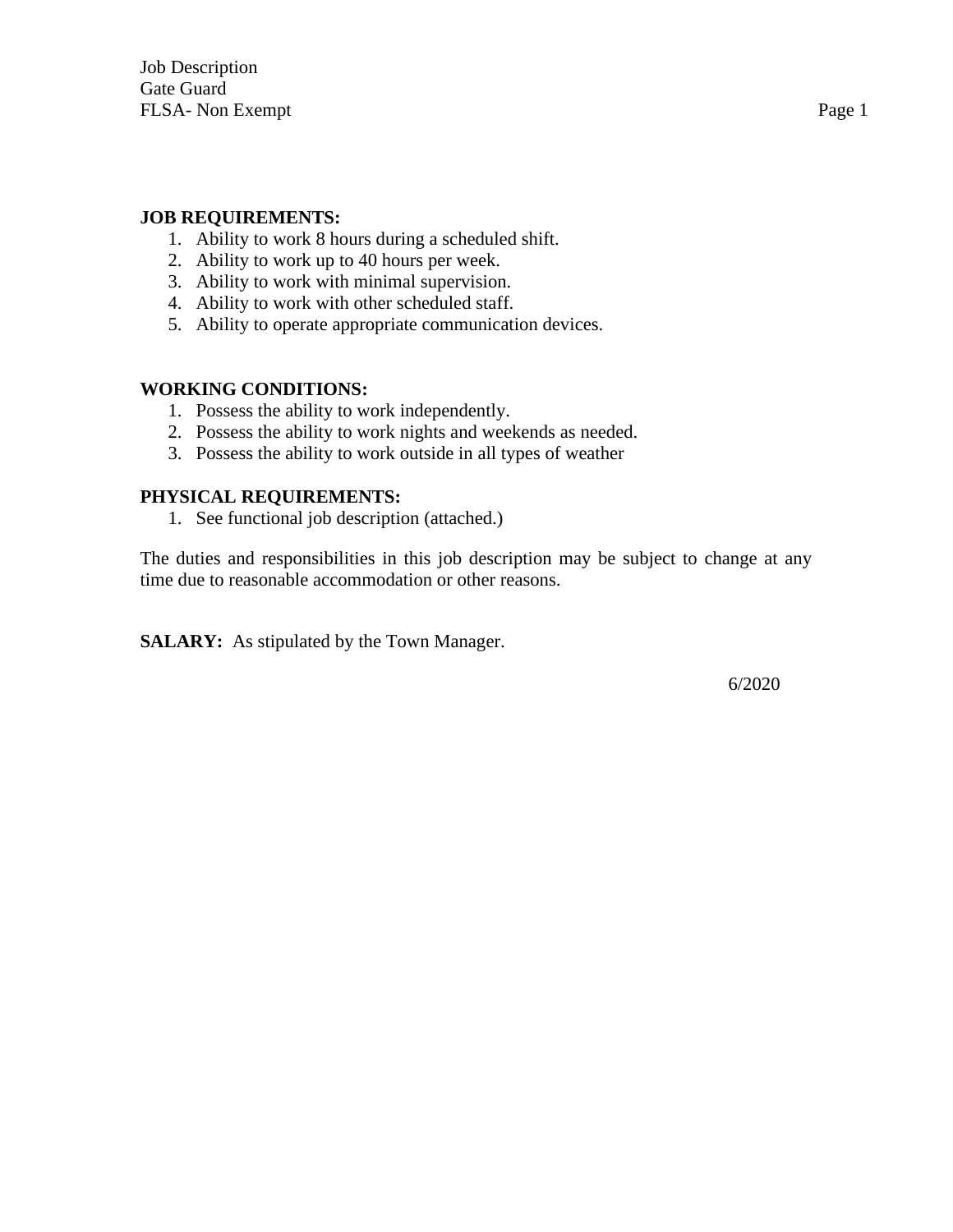**JOB REQUIREMENTS:**

1. Ability to work 8 hours during a scheduled shift.
2. Ability to work up to 40 hours per week.
3. Ability to work with minimal supervision.
4. Ability to work with other scheduled staff.
5. Ability to operate appropriate communication devices.

**WORKING CONDITIONS:**

1. Possess the ability to work independently.
2. Possess the ability to work nights and weekends as needed.
3. Possess the ability to work outside in all types of weather

**PHYSICAL REQUIREMENTS:**

1. See functional job description (attached.)

The duties and responsibilities in this job description may be subject to change at any time due to reasonable accommodation or other reasons.

**SALARY:** As stipulated by the Town Manager.

6/2020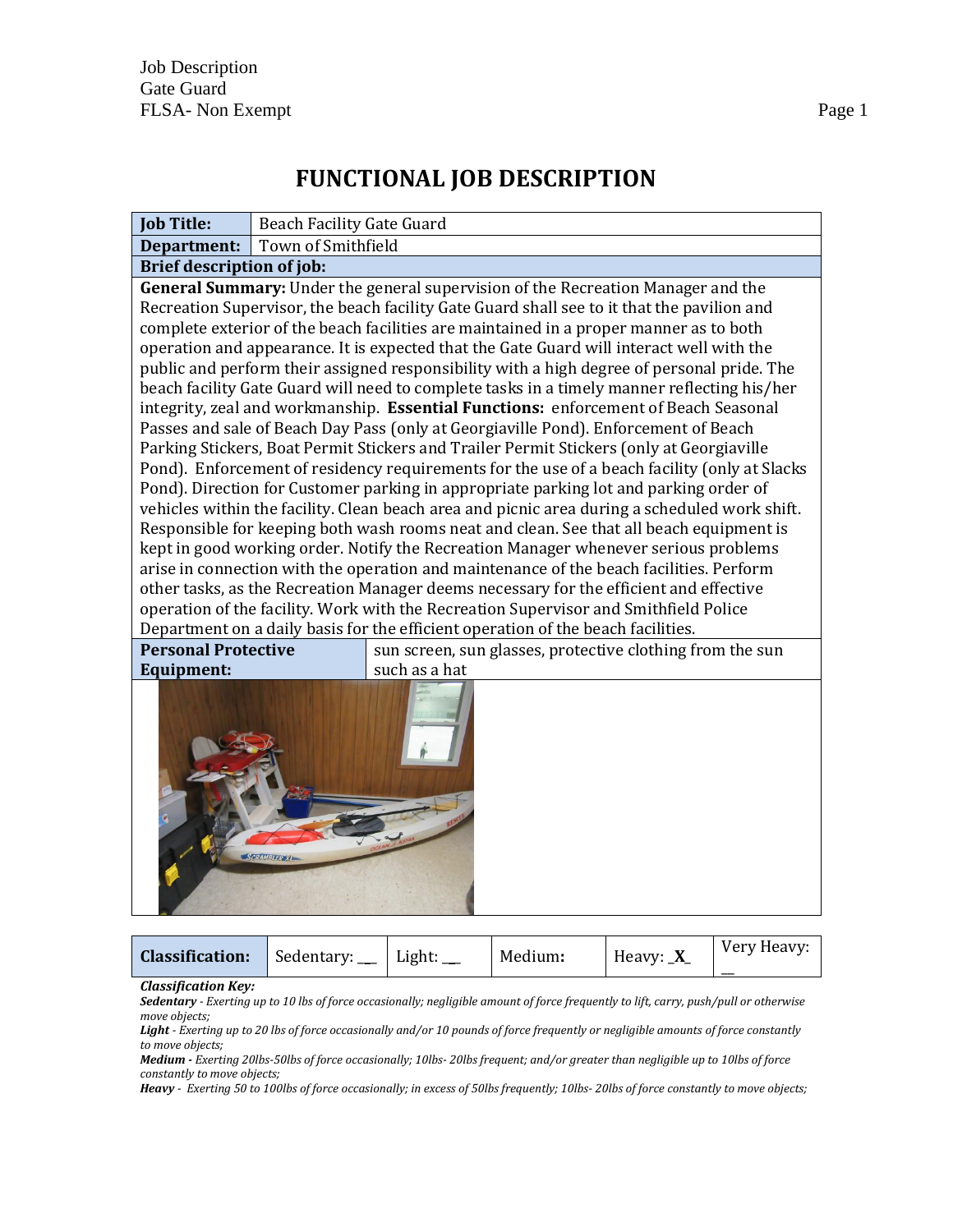# FUNCTIONAL JOB DESCRIPTION

| **Job Title:** | Beach Facility Gate Guard |
|---|---|
| **Department:** | Town of Smithfield |
| **Brief description of job:** | |

**General Summary:** Under the general supervision of the Recreation Manager and the Recreation Supervisor, the beach facility Gate Guard shall see to it that the pavilion and complete exterior of the beach facilities are maintained in a proper manner as to both operation and appearance. It is expected that the Gate Guard will interact well with the public and perform their assigned responsibility with a high degree of personal pride. The beach facility Gate Guard will need to complete tasks in a timely manner reflecting his/her integrity, zeal and workmanship. **Essential Functions:** enforcement of Beach Seasonal Passes and sale of Beach Day Pass (only at Georgiaville Pond). Enforcement of Beach Parking Stickers, Boat Permit Stickers and Trailer Permit Stickers (only at Georgiaville Pond). Enforcement of residency requirements for the use of a beach facility (only at Slacks Pond). Direction for Customer parking in appropriate parking lot and parking order of vehicles within the facility. Clean beach area and picnic area during a scheduled work shift. Responsible for keeping both wash rooms neat and clean. See that all beach equipment is kept in good working order. Notify the Recreation Manager whenever serious problems arise in connection with the operation and maintenance of the beach facilities. Perform other tasks, as the Recreation Manager deems necessary for the efficient and effective operation of the facility. Work with the Recreation Supervisor and Smithfield Police Department on a daily basis for the efficient operation of the beach facilities.

| **Personal Protective Equipment:** | sun screen, sun glasses, protective clothing from the sun such as a hat |
|---|---|

| **Classification:** | Sedentary: __ | Light: __ | Medium: | Heavy: _X_ | Very Heavy: __ |
|---|---|---|---|---|---|

***Classification Key:***

***Sedentary*** *- Exerting up to 10 lbs of force occasionally; negligible amount of force frequently to lift, carry, push/pull or otherwise move objects;*

***Light*** *- Exerting up to 20 lbs of force occasionally and/or 10 pounds of force frequently or negligible amounts of force constantly to move objects;*

***Medium -*** *Exerting 20lbs-50lbs of force occasionally; 10lbs- 20lbs frequent; and/or greater than negligible up to 10lbs of force constantly to move objects;*

***Heavy*** *- Exerting 50 to 100lbs of force occasionally; in excess of 50lbs frequently; 10lbs- 20lbs of force constantly to move objects;*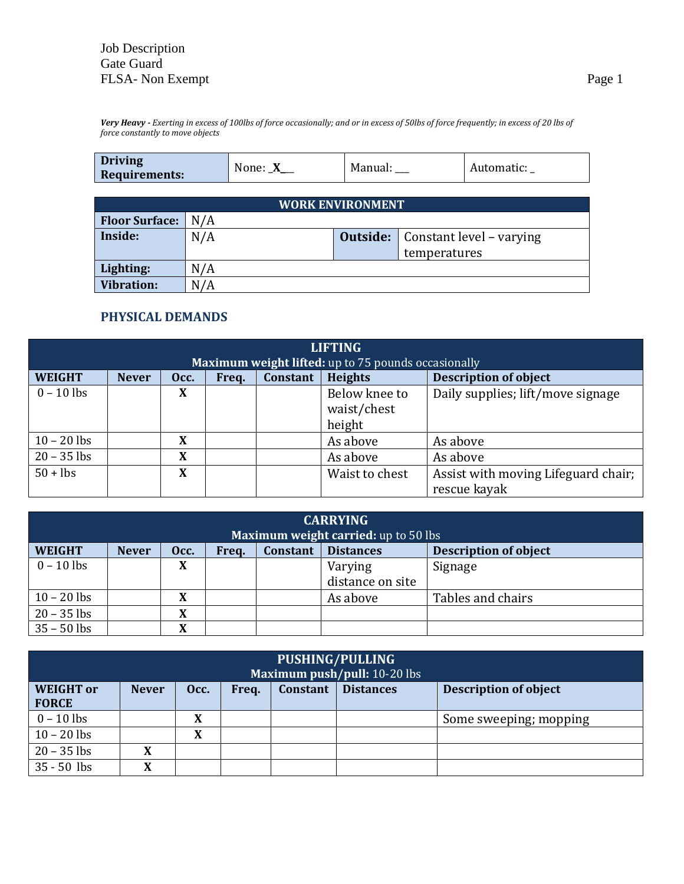*Very Heavy - Exerting in excess of 100lbs of force occasionally; and or in excess of 50lbs of force frequently; in excess of 20 lbs of force constantly to move objects*

| Driving Requirements: | None: _X__ | Manual: ___ | Automatic: _ |
|---|---|---|---|

| WORK ENVIRONMENT | | | |
|---|---|---|---|
| **Floor Surface:** | N/A | | |
| **Inside:** | N/A | **Outside:** | Constant level – varying temperatures |
| **Lighting:** | N/A | | |
| **Vibration:** | N/A | | |

## PHYSICAL DEMANDS

| LIFTING<br>**Maximum weight lifted:** up to 75 pounds occasionally | | | | | | |
|---|---|---|---|---|---|---|
| **WEIGHT** | **Never** | **Occ.** | **Freq.** | **Constant** | **Heights** | **Description of object** |
| 0 – 10 lbs | | X | | | Below knee to waist/chest height | Daily supplies; lift/move signage |
| 10 – 20 lbs | | X | | | As above | As above |
| 20 – 35 lbs | | X | | | As above | As above |
| 50 + lbs | | X | | | Waist to chest | Assist with moving Lifeguard chair; rescue kayak |

| CARRYING<br>**Maximum weight carried:** up to 50 lbs | | | | | | |
|---|---|---|---|---|---|---|
| **WEIGHT** | **Never** | **Occ.** | **Freq.** | **Constant** | **Distances** | **Description of object** |
| 0 – 10 lbs | | X | | | Varying distance on site | Signage |
| 10 – 20 lbs | | X | | | As above | Tables and chairs |
| 20 – 35 lbs | | X | | | | |
| 35 – 50 lbs | | X | | | | |

| PUSHING/PULLING<br>**Maximum push/pull:** 10-20 lbs | | | | | | |
|---|---|---|---|---|---|---|
| **WEIGHT or FORCE** | **Never** | **Occ.** | **Freq.** | **Constant** | **Distances** | **Description of object** |
| 0 – 10 lbs | | X | | | | Some sweeping; mopping |
| 10 – 20 lbs | | X | | | | |
| 20 – 35 lbs | X | | | | | |
| 35 - 50 lbs | X | | | | | |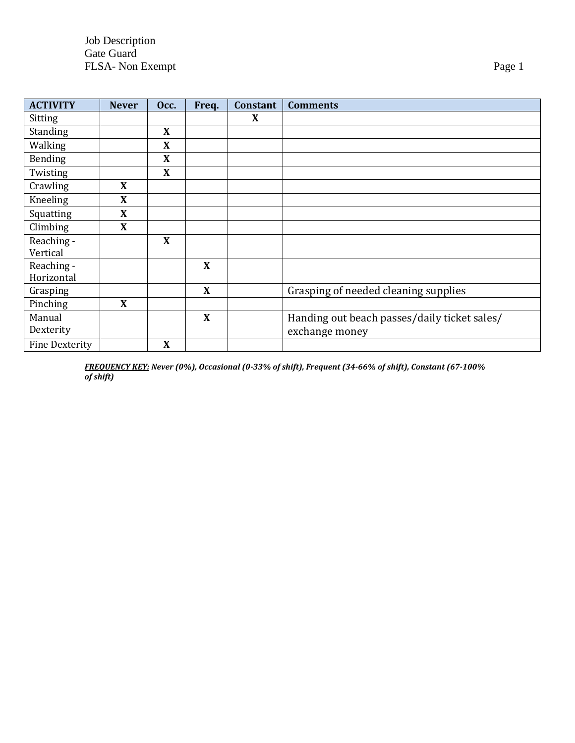Job Description
Gate Guard
FLSA- Non Exempt

| ACTIVITY | Never | Occ. | Freq. | Constant | Comments |
|---|---|---|---|---|---|
| Sitting | | | | X | |
| Standing | | X | | | |
| Walking | | X | | | |
| Bending | | X | | | |
| Twisting | | X | | | |
| Crawling | X | | | | |
| Kneeling | X | | | | |
| Squatting | X | | | | |
| Climbing | X | | | | |
| Reaching - Vertical | | X | | | |
| Reaching - Horizontal | | | X | | |
| Grasping | | | X | | Grasping of needed cleaning supplies |
| Pinching | X | | | | |
| Manual Dexterity | | | X | | Handing out beach passes/daily ticket sales/ exchange money |
| Fine Dexterity | | X | | | |

***<u>FREQUENCY KEY:</u> Never (0%), Occasional (0-33% of shift), Frequent (34-66% of shift), Constant (67-100% of shift)***